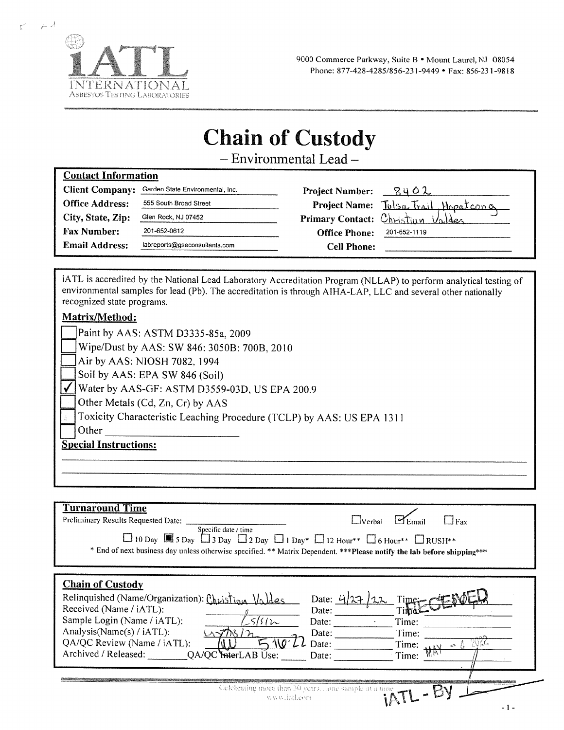iATL
INTERNATIONAL
Asbestos Testing Laboratories

9000 Commerce Parkway, Suite B • Mount Laurel, NJ 08054
Phone: 877-428-4285/856-231-9449 • Fax: 856-231-9818

# Chain of Custody

– Environmental Lead –

## Contact Information

| | | | |
|---|---|---|---|
| **Client Company:** | Garden State Environmental, Inc. | **Project Number:** | 8402 |
| **Office Address:** | 555 South Broad Street | **Project Name:** | Tulsa Trail Hopatcong |
| **City, State, Zip:** | Glen Rock, NJ 07452 | **Primary Contact:** | Christian Valdes |
| **Fax Number:** | 201-652-0612 | **Office Phone:** | 201-652-1119 |
| **Email Address:** | labreports@gseconsultants.com | **Cell Phone:** | |

iATL is accredited by the National Lead Laboratory Accreditation Program (NLLAP) to perform analytical testing of environmental samples for lead (Pb). The accreditation is through AIHA-LAP, LLC and several other nationally recognized state programs.

**Matrix/Method:**

- [ ] Paint by AAS: ASTM D3335-85a, 2009
- [ ] Wipe/Dust by AAS: SW 846: 3050B: 700B, 2010
- [ ] Air by AAS: NIOSH 7082, 1994
- [ ] Soil by AAS: EPA SW 846 (Soil)
- [x] Water by AAS-GF: ASTM D3559-03D, US EPA 200.9
- [ ] Other Metals (Cd, Zn, Cr) by AAS
- [ ] Toxicity Characteristic Leaching Procedure (TCLP) by AAS: US EPA 1311
- [ ] Other ______________________

**Special Instructions:**

## Turnaround Time

Preliminary Results Requested Date: ______________ (Specific date / time)    ☐ Verbal ☑ Email ☐ Fax

☐ 10 Day ■ 5 Day ☐ 3 Day ☐ 2 Day ☐ 1 Day* ☐ 12 Hour** ☐ 6 Hour** ☐ RUSH**

\* End of next business day unless otherwise specified. ** Matrix Dependent. ***Please notify the lab before shipping***

## Chain of Custody

| | | | |
|---|---|---|---|
| Relinquished (Name/Organization): | Christian Valdes | Date: 4/27/22 | Time: |
| Received (Name / iATL): | | Date: | Time: |
| Sample Login (Name / iATL): | LS 5/5/22 | Date: | Time: |
| Analysis(Name(s) / iATL): | 5/13/22 | Date: | Time: |
| QA/QC Review (Name / iATL): | 5/16/22 | Date: | Time: |
| Archived / Released: | QA/QC InterLAB Use: | Date: | Time: |

RECEIVED MAY - 4 2022 iATL - By

Celebrating more than 30 years...one sample at a time
www.iatl.com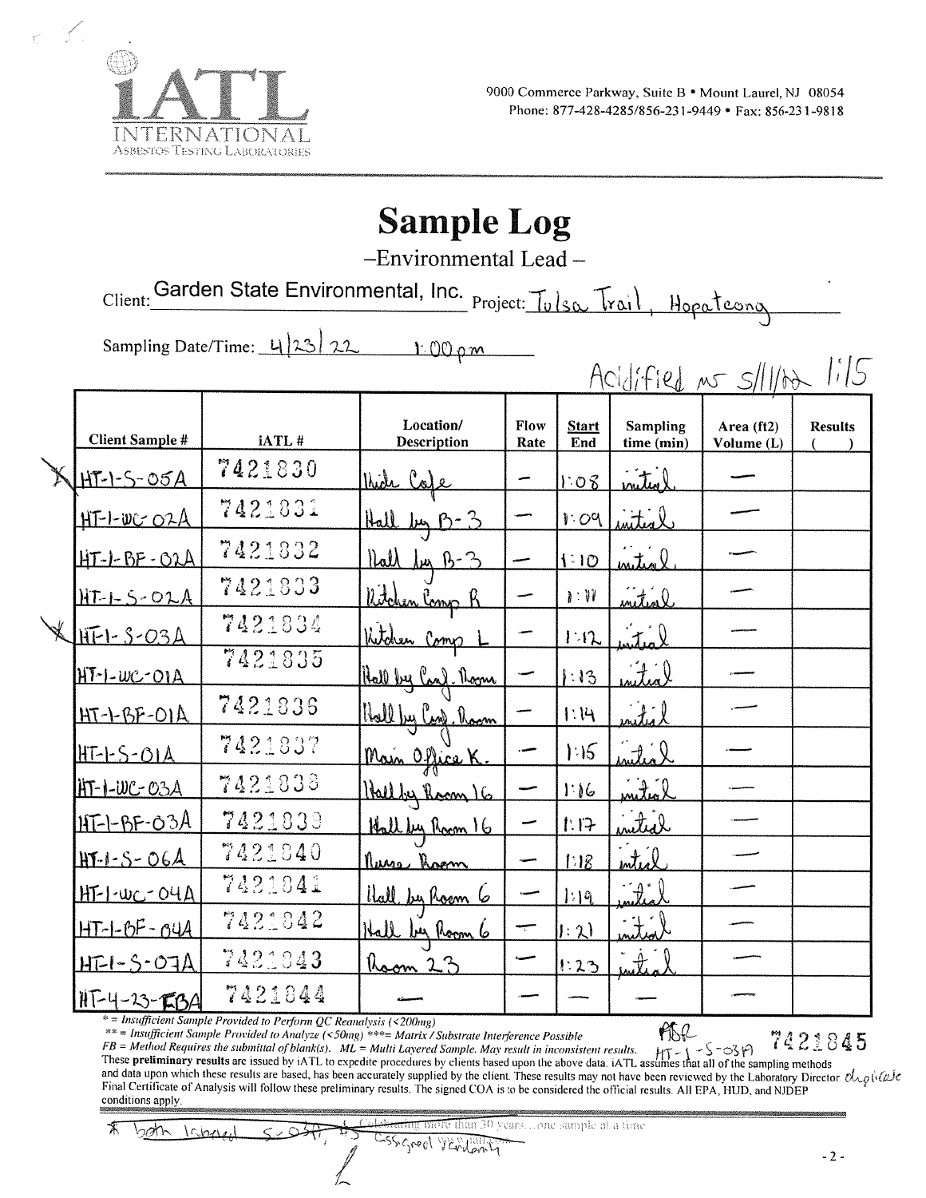iATL INTERNATIONAL ASBESTOS TESTING LABORATORIES

9000 Commerce Parkway, Suite B • Mount Laurel, NJ 08054
Phone: 877-428-4285/856-231-9449 • Fax: 856-231-9818

# Sample Log

–Environmental Lead –

Client: Garden State Environmental, Inc. Project: Tulsa Trail, Hopatcong

Sampling Date/Time: 4/23/22 1:00pm

Acidified MS 5/11/22 1:15

| Client Sample # | iATL # | Location/ Description | Flow Rate | Start End | Sampling time (min) | Area (ft2) Volume (L) | Results ( ) |
|---|---|---|---|---|---|---|---|
| X HT-1-S-05A | 7421830 | Wide Cafe | — | 1:08 | initial | — | |
| HT-1-WC-02A | 7421831 | Hall by B-3 | — | 1:09 | initial | — | |
| HT-1-BF-02A | 7421832 | Hall by B-3 | — | 1:10 | initial | — | |
| HT-1-S-02A | 7421833 | Kitchen Comp R | — | 1:11 | initial | — | |
| X HT-1-S-03A | 7421834 | Kitchen Comp L | — | 1:12 | initial | — | |
| HT-1-WC-01A | 7421835 | Hall by Conf. Room | — | 1:13 | initial | — | |
| HT-1-BF-01A | 7421836 | Hall by Conf. Room | — | 1:14 | initial | — | |
| HT-1-S-01A | 7421837 | Main Office K. | — | 1:15 | initial | — | |
| HT-1-WC-03A | 7421838 | Hall by Room 16 | — | 1:16 | initial | — | |
| HT-1-BF-03A | 7421839 | Hall by Room 16 | — | 1:17 | initial | — | |
| HT-1-S-06A | 7421840 | Nurse Room | — | 1:18 | initial | — | |
| HT-1-WC-04A | 7421841 | Hall by Room 6 | — | 1:19 | initial | — | |
| HT-1-BF-04A | 7421842 | Hall by Room 6 | — | 1:21 | initial | — | |
| HT-1-S-07A | 7421843 | Room 23 | — | 1:23 | initial | — | |
| HT-4-23-FBA | 7421844 | — | — | — | — | — | |

\* = Insufficient Sample Provided to Perform QC Reanalysis (<200mg)
\*\* = Insufficient Sample Provided to Analyze (<50mg) \*\*\*= Matrix / Substrate Interference Possible
FB = Method Requires the submittal of blank(s). ML = Multi Layered Sample. May result in inconsistent results.

ASR HT-1-S-03A 7421845 duplicate

These **preliminary results** are issued by iATL to expedite procedures by clients based upon the above data. iATL assumes that all of the sampling methods and data upon which these results are based, has been accurately supplied by the client. These results may not have been reviewed by the Laboratory Director. Final Certificate of Analysis will follow these preliminary results. The signed COA is to be considered the official results. All EPA, HUD, and NJDEP conditions apply.

\* both labeled S-03A, #5 assigned randomly

Celebrating more than 30 years....one sample at a time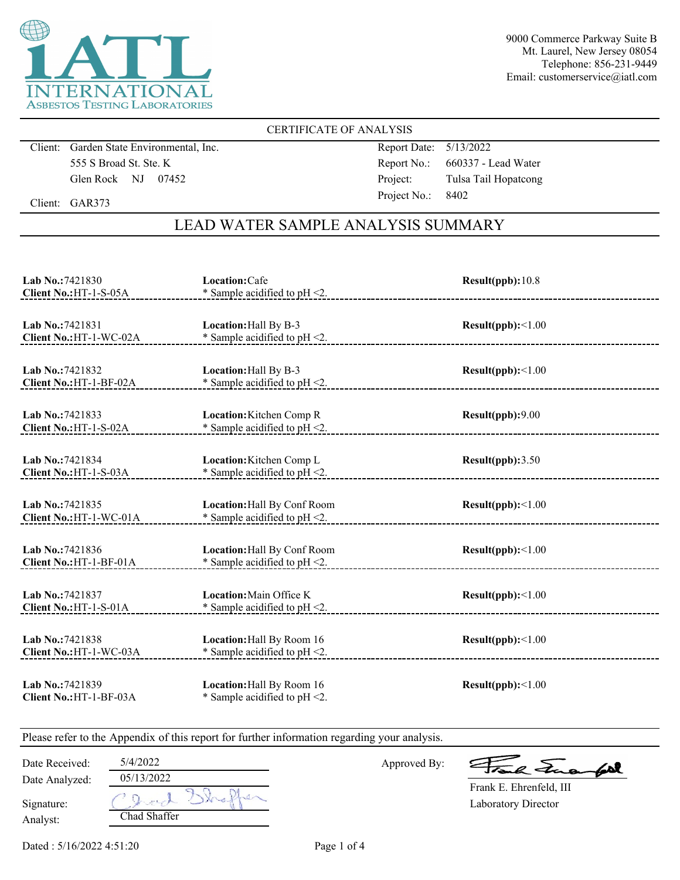iATL INTERNATIONAL ASBESTOS TESTING LABORATORIES

9000 Commerce Parkway Suite B
Mt. Laurel, New Jersey 08054
Telephone: 856-231-9449
Email: customerservice@iatl.com

CERTIFICATE OF ANALYSIS

Client: Garden State Environmental, Inc.
555 S Broad St. Ste. K
Glen Rock NJ 07452

Client: GAR373

Report Date: 5/13/2022
Report No.: 660337 - Lead Water
Project: Tulsa Tail Hopatcong
Project No.: 8402

## LEAD WATER SAMPLE ANALYSIS SUMMARY

| Lab No. / Client No. | Location | Result(ppb) |
|---|---|---|
| **Lab No.:** 7421830 **Client No.:** HT-1-S-05A | **Location:** Cafe * Sample acidified to pH <2. | 10.8 |
| **Lab No.:** 7421831 **Client No.:** HT-1-WC-02A | **Location:** Hall By B-3 * Sample acidified to pH <2. | <1.00 |
| **Lab No.:** 7421832 **Client No.:** HT-1-BF-02A | **Location:** Hall By B-3 * Sample acidified to pH <2. | <1.00 |
| **Lab No.:** 7421833 **Client No.:** HT-1-S-02A | **Location:** Kitchen Comp R * Sample acidified to pH <2. | 9.00 |
| **Lab No.:** 7421834 **Client No.:** HT-1-S-03A | **Location:** Kitchen Comp L * Sample acidified to pH <2. | 3.50 |
| **Lab No.:** 7421835 **Client No.:** HT-1-WC-01A | **Location:** Hall By Conf Room * Sample acidified to pH <2. | <1.00 |
| **Lab No.:** 7421836 **Client No.:** HT-1-BF-01A | **Location:** Hall By Conf Room * Sample acidified to pH <2. | <1.00 |
| **Lab No.:** 7421837 **Client No.:** HT-1-S-01A | **Location:** Main Office K * Sample acidified to pH <2. | <1.00 |
| **Lab No.:** 7421838 **Client No.:** HT-1-WC-03A | **Location:** Hall By Room 16 * Sample acidified to pH <2. | <1.00 |
| **Lab No.:** 7421839 **Client No.:** HT-1-BF-03A | **Location:** Hall By Room 16 * Sample acidified to pH <2. | <1.00 |

Please refer to the Appendix of this report for further information regarding your analysis.

Date Received: 5/4/2022
Date Analyzed: 05/13/2022
Signature:
Analyst: Chad Shaffer

Approved By:
Frank E. Ehrenfeld, III
Laboratory Director

Dated : 5/16/2022 4:51:20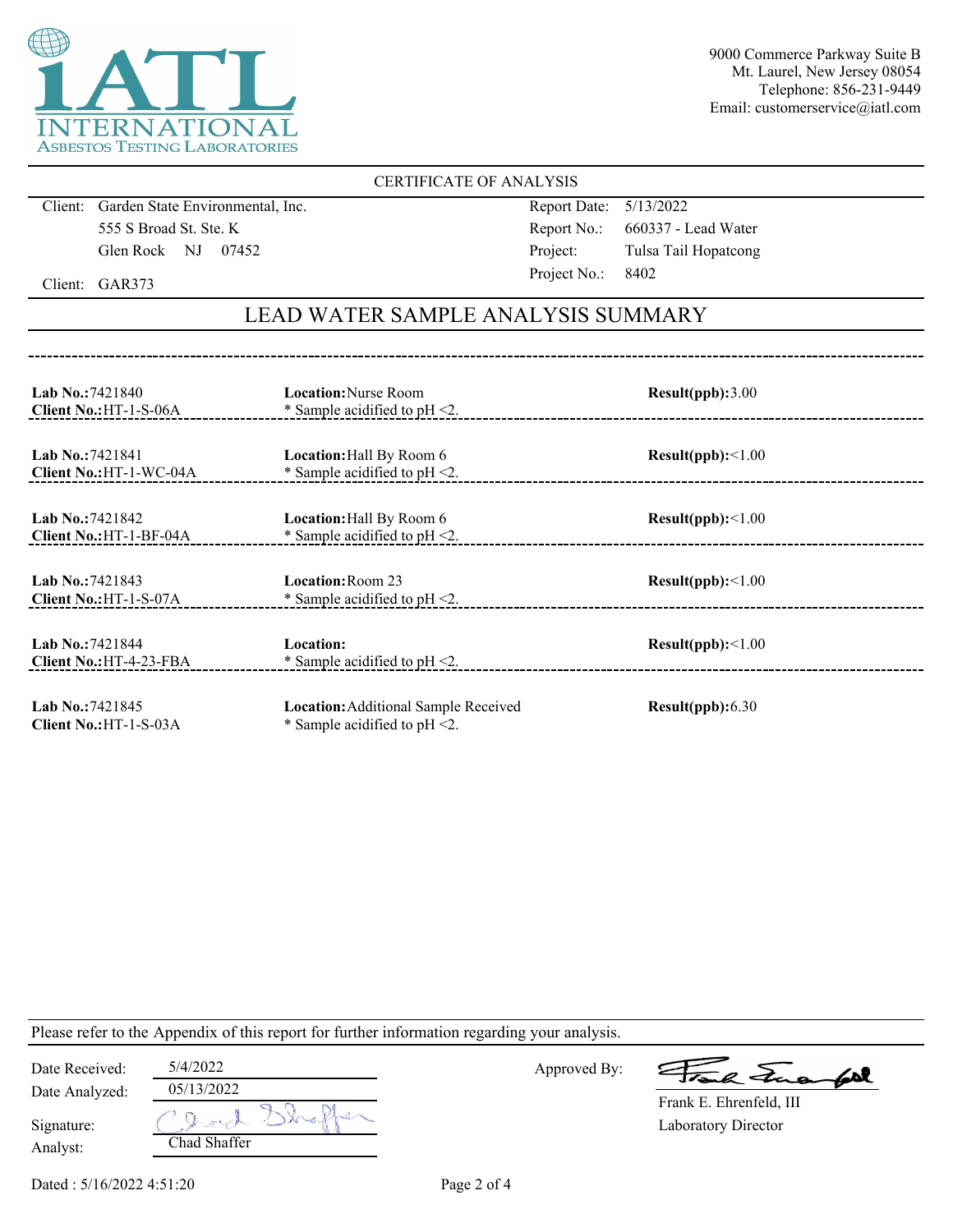**iATL INTERNATIONAL ASBESTOS TESTING LABORATORIES**

9000 Commerce Parkway Suite B
Mt. Laurel, New Jersey 08054
Telephone: 856-231-9449
Email: customerservice@iatl.com

CERTIFICATE OF ANALYSIS

| | |
|---|---|
| Client: Garden State Environmental, Inc. | Report Date: 5/13/2022 |
| 555 S Broad St. Ste. K | Report No.: 660337 - Lead Water |
| Glen Rock NJ 07452 | Project: Tulsa Tail Hopatcong |
| Client: GAR373 | Project No.: 8402 |

## LEAD WATER SAMPLE ANALYSIS SUMMARY

| Lab No. / Client No. | Location | Result(ppb) |
|---|---|---|
| **Lab No.:** 7421840<br>**Client No.:** HT-1-S-06A | **Location:** Nurse Room<br>* Sample acidified to pH <2. | **Result(ppb):** 3.00 |
| **Lab No.:** 7421841<br>**Client No.:** HT-1-WC-04A | **Location:** Hall By Room 6<br>* Sample acidified to pH <2. | **Result(ppb):** <1.00 |
| **Lab No.:** 7421842<br>**Client No.:** HT-1-BF-04A | **Location:** Hall By Room 6<br>* Sample acidified to pH <2. | **Result(ppb):** <1.00 |
| **Lab No.:** 7421843<br>**Client No.:** HT-1-S-07A | **Location:** Room 23<br>* Sample acidified to pH <2. | **Result(ppb):** <1.00 |
| **Lab No.:** 7421844<br>**Client No.:** HT-4-23-FBA | **Location:**<br>* Sample acidified to pH <2. | **Result(ppb):** <1.00 |
| **Lab No.:** 7421845<br>**Client No.:** HT-1-S-03A | **Location:** Additional Sample Received<br>* Sample acidified to pH <2. | **Result(ppb):** 6.30 |

Please refer to the Appendix of this report for further information regarding your analysis.

| | | | |
|---|---|---|---|
| Date Received: | 5/4/2022 | Approved By: | Frank E. Ehrenfeld, III |
| Date Analyzed: | 05/13/2022 | | Laboratory Director |
| Signature: | *(signature)* | | |
| Analyst: | Chad Shaffer | | |

Dated : 5/16/2022 4:51:20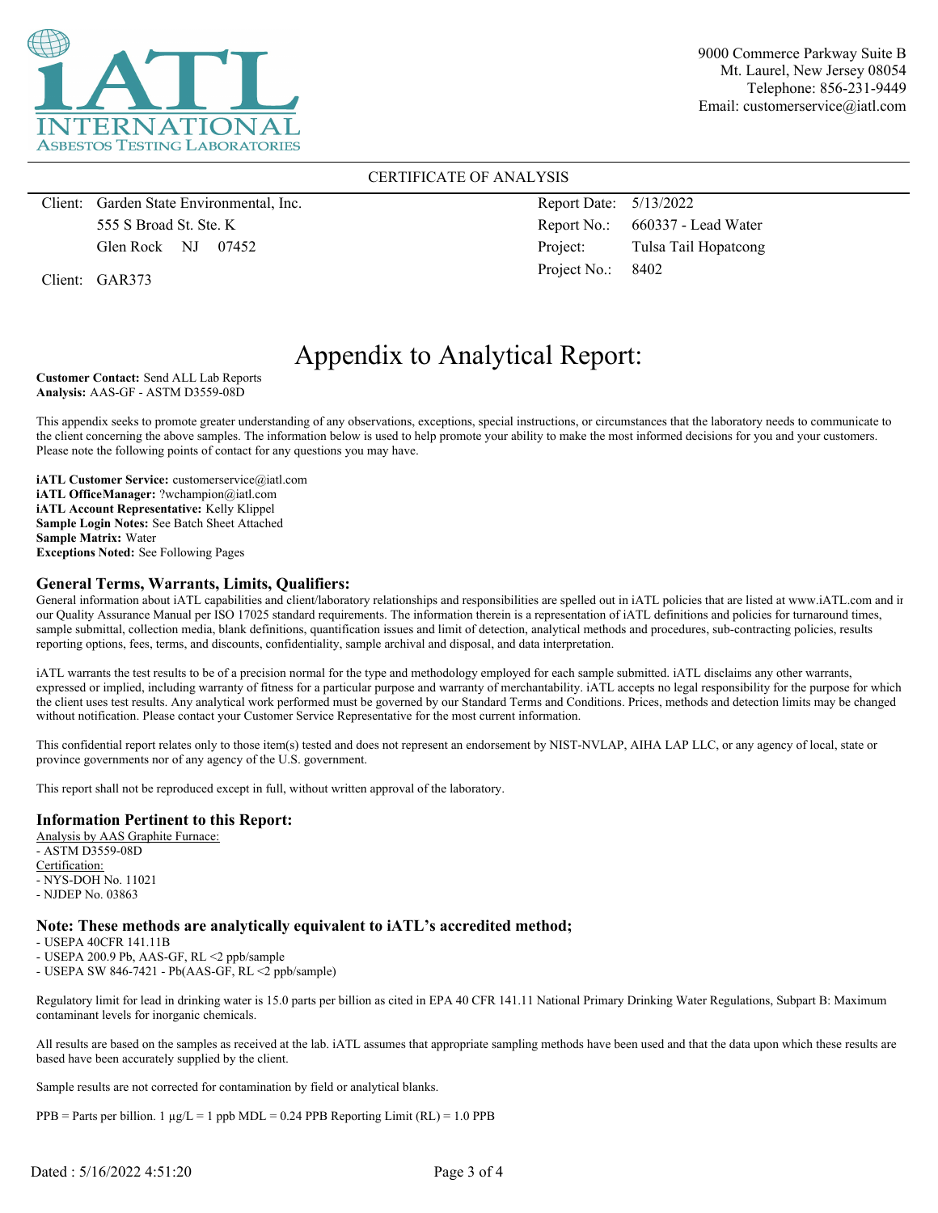iATL INTERNATIONAL ASBESTOS TESTING LABORATORIES

9000 Commerce Parkway Suite B
Mt. Laurel, New Jersey 08054
Telephone: 856-231-9449
Email: customerservice@iatl.com

CERTIFICATE OF ANALYSIS

| | | | |
|---|---|---|---|
| Client: | Garden State Environmental, Inc. | Report Date: | 5/13/2022 |
| | 555 S Broad St. Ste. K | Report No.: | 660337 - Lead Water |
| | Glen Rock NJ 07452 | Project: | Tulsa Tail Hopatcong |
| Client: | GAR373 | Project No.: | 8402 |

# Appendix to Analytical Report:

**Customer Contact:** Send ALL Lab Reports
**Analysis:** AAS-GF - ASTM D3559-08D

This appendix seeks to promote greater understanding of any observations, exceptions, special instructions, or circumstances that the laboratory needs to communicate to the client concerning the above samples. The information below is used to help promote your ability to make the most informed decisions for you and your customers. Please note the following points of contact for any questions you may have.

**iATL Customer Service:** customerservice@iatl.com
**iATL OfficeManager:** ?wchampion@iatl.com
**iATL Account Representative:** Kelly Klippel
**Sample Login Notes:** See Batch Sheet Attached
**Sample Matrix:** Water
**Exceptions Noted:** See Following Pages

## General Terms, Warrants, Limits, Qualifiers:

General information about iATL capabilities and client/laboratory relationships and responsibilities are spelled out in iATL policies that are listed at www.iATL.com and in our Quality Assurance Manual per ISO 17025 standard requirements. The information therein is a representation of iATL definitions and policies for turnaround times, sample submittal, collection media, blank definitions, quantification issues and limit of detection, analytical methods and procedures, sub-contracting policies, results reporting options, fees, terms, and discounts, confidentiality, sample archival and disposal, and data interpretation.

iATL warrants the test results to be of a precision normal for the type and methodology employed for each sample submitted. iATL disclaims any other warrants, expressed or implied, including warranty of fitness for a particular purpose and warranty of merchantability. iATL accepts no legal responsibility for the purpose for which the client uses test results. Any analytical work performed must be governed by our Standard Terms and Conditions. Prices, methods and detection limits may be changed without notification. Please contact your Customer Service Representative for the most current information.

This confidential report relates only to those item(s) tested and does not represent an endorsement by NIST-NVLAP, AIHA LAP LLC, or any agency of local, state or province governments nor of any agency of the U.S. government.

This report shall not be reproduced except in full, without written approval of the laboratory.

## Information Pertinent to this Report:

Analysis by AAS Graphite Furnace:
- ASTM D3559-08D

Certification:
- NYS-DOH No. 11021
- NJDEP No. 03863

## Note: These methods are analytically equivalent to iATL's accredited method;

- USEPA 40CFR 141.11B
- USEPA 200.9 Pb, AAS-GF, RL <2 ppb/sample
- USEPA SW 846-7421 - Pb(AAS-GF, RL <2 ppb/sample)

Regulatory limit for lead in drinking water is 15.0 parts per billion as cited in EPA 40 CFR 141.11 National Primary Drinking Water Regulations, Subpart B: Maximum contaminant levels for inorganic chemicals.

All results are based on the samples as received at the lab. iATL assumes that appropriate sampling methods have been used and that the data upon which these results are based have been accurately supplied by the client.

Sample results are not corrected for contamination by field or analytical blanks.

PPB = Parts per billion. 1 µg/L = 1 ppb MDL = 0.24 PPB Reporting Limit (RL) = 1.0 PPB

Dated : 5/16/2022 4:51:20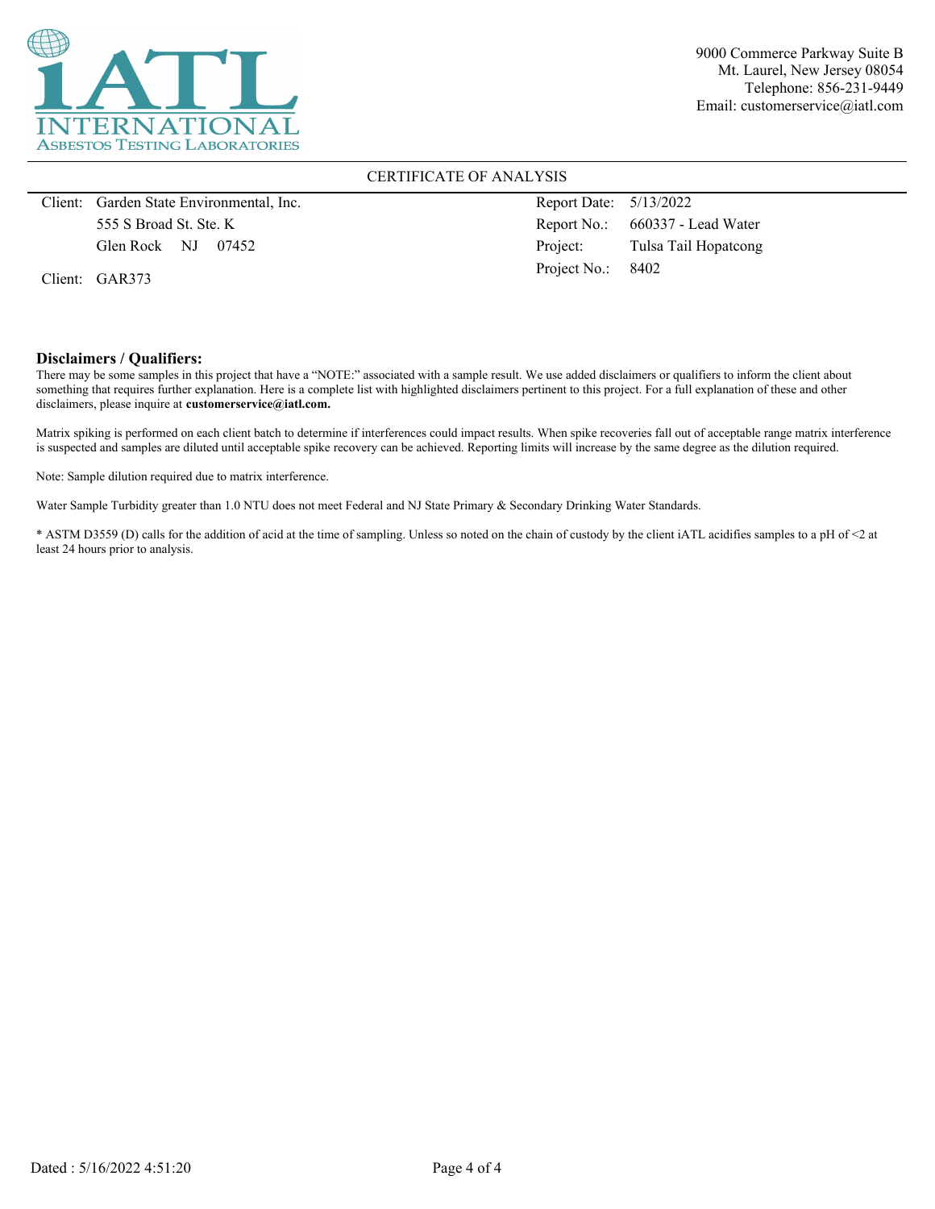INTERNATIONAL ASBESTOS TESTING LABORATORIES

9000 Commerce Parkway Suite B
Mt. Laurel, New Jersey 08054
Telephone: 856-231-9449
Email: customerservice@iatl.com

CERTIFICATE OF ANALYSIS

| | | | |
|---|---|---|---|
| Client: | Garden State Environmental, Inc. | Report Date: | 5/13/2022 |
| | 555 S Broad St. Ste. K | Report No.: | 660337 - Lead Water |
| | Glen Rock NJ 07452 | Project: | Tulsa Tail Hopatcong |
| Client: | GAR373 | Project No.: | 8402 |

**Disclaimers / Qualifiers:**

There may be some samples in this project that have a "NOTE:" associated with a sample result. We use added disclaimers or qualifiers to inform the client about something that requires further explanation. Here is a complete list with highlighted disclaimers pertinent to this project. For a full explanation of these and other disclaimers, please inquire at **customerservice@iatl.com.**

Matrix spiking is performed on each client batch to determine if interferences could impact results. When spike recoveries fall out of acceptable range matrix interference is suspected and samples are diluted until acceptable spike recovery can be achieved. Reporting limits will increase by the same degree as the dilution required.

Note: Sample dilution required due to matrix interference.

Water Sample Turbidity greater than 1.0 NTU does not meet Federal and NJ State Primary & Secondary Drinking Water Standards.

* ASTM D3559 (D) calls for the addition of acid at the time of sampling. Unless so noted on the chain of custody by the client iATL acidifies samples to a pH of <2 at least 24 hours prior to analysis.

Dated : 5/16/2022 4:51:20